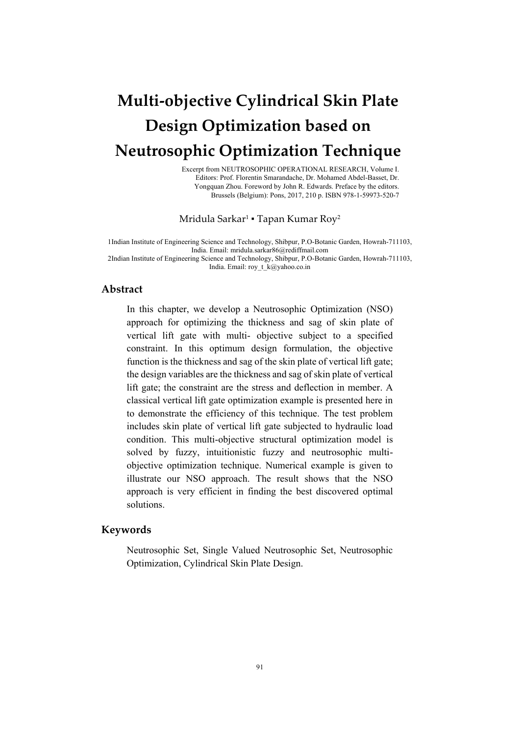# Multi-objective Cylindrical Skin Plate Design Optimization based on Neutrosophic Optimization Technique

Excerpt from NEUTROSOPHIC OPERATIONAL RESEARCH, Volume I.
Editors: Prof. Florentin Smarandache, Dr. Mohamed Abdel-Basset, Dr. Yongquan Zhou. Foreword by John R. Edwards. Preface by the editors.
Brussels (Belgium): Pons, 2017, 210 p. ISBN 978-1-59973-520-7

Mridula Sarkar[1] ▪ Tapan Kumar Roy[2]

1Indian Institute of Engineering Science and Technology, Shibpur, P.O-Botanic Garden, Howrah-711103, India. Email: mridula.sarkar86@rediffmail.com
2Indian Institute of Engineering Science and Technology, Shibpur, P.O-Botanic Garden, Howrah-711103, India. Email: roy_t_k@yahoo.co.in

## Abstract

In this chapter, we develop a Neutrosophic Optimization (NSO) approach for optimizing the thickness and sag of skin plate of vertical lift gate with multi- objective subject to a specified constraint. In this optimum design formulation, the objective function is the thickness and sag of the skin plate of vertical lift gate; the design variables are the thickness and sag of skin plate of vertical lift gate; the constraint are the stress and deflection in member. A classical vertical lift gate optimization example is presented here in to demonstrate the efficiency of this technique. The test problem includes skin plate of vertical lift gate subjected to hydraulic load condition. This multi-objective structural optimization model is solved by fuzzy, intuitionistic fuzzy and neutrosophic multi-objective optimization technique. Numerical example is given to illustrate our NSO approach. The result shows that the NSO approach is very efficient in finding the best discovered optimal solutions.

## Keywords

Neutrosophic Set, Single Valued Neutrosophic Set, Neutrosophic Optimization, Cylindrical Skin Plate Design.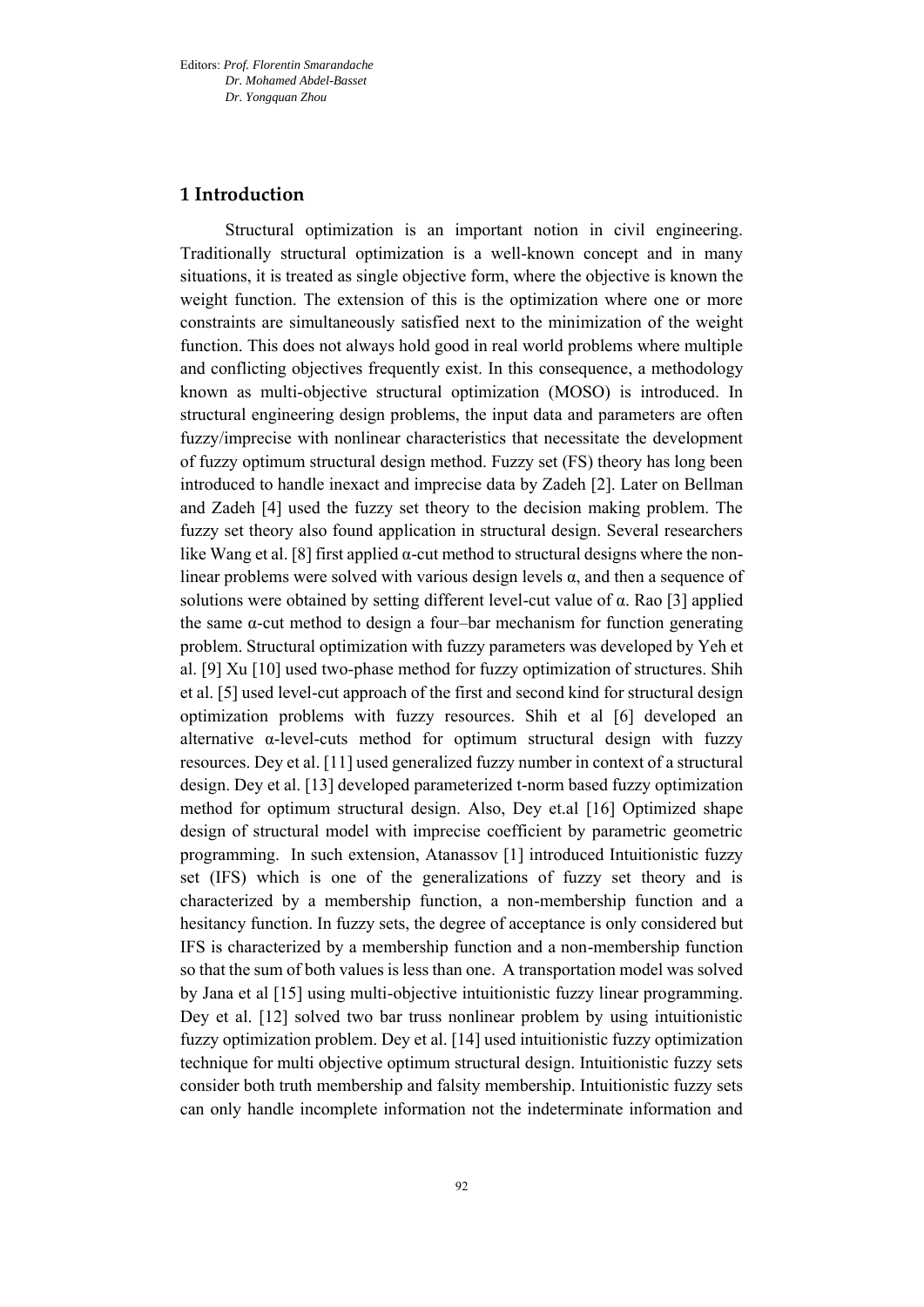## 1 Introduction

Structural optimization is an important notion in civil engineering. Traditionally structural optimization is a well-known concept and in many situations, it is treated as single objective form, where the objective is known the weight function. The extension of this is the optimization where one or more constraints are simultaneously satisfied next to the minimization of the weight function. This does not always hold good in real world problems where multiple and conflicting objectives frequently exist. In this consequence, a methodology known as multi-objective structural optimization (MOSO) is introduced. In structural engineering design problems, the input data and parameters are often fuzzy/imprecise with nonlinear characteristics that necessitate the development of fuzzy optimum structural design method. Fuzzy set (FS) theory has long been introduced to handle inexact and imprecise data by Zadeh [2]. Later on Bellman and Zadeh [4] used the fuzzy set theory to the decision making problem. The fuzzy set theory also found application in structural design. Several researchers like Wang et al. [8] first applied α-cut method to structural designs where the non-linear problems were solved with various design levels α, and then a sequence of solutions were obtained by setting different level-cut value of α. Rao [3] applied the same α-cut method to design a four–bar mechanism for function generating problem. Structural optimization with fuzzy parameters was developed by Yeh et al. [9] Xu [10] used two-phase method for fuzzy optimization of structures. Shih et al. [5] used level-cut approach of the first and second kind for structural design optimization problems with fuzzy resources. Shih et al [6] developed an alternative α-level-cuts method for optimum structural design with fuzzy resources. Dey et al. [11] used generalized fuzzy number in context of a structural design. Dey et al. [13] developed parameterized t-norm based fuzzy optimization method for optimum structural design. Also, Dey et.al [16] Optimized shape design of structural model with imprecise coefficient by parametric geometric programming. In such extension, Atanassov [1] introduced Intuitionistic fuzzy set (IFS) which is one of the generalizations of fuzzy set theory and is characterized by a membership function, a non-membership function and a hesitancy function. In fuzzy sets, the degree of acceptance is only considered but IFS is characterized by a membership function and a non-membership function so that the sum of both values is less than one. A transportation model was solved by Jana et al [15] using multi-objective intuitionistic fuzzy linear programming. Dey et al. [12] solved two bar truss nonlinear problem by using intuitionistic fuzzy optimization problem. Dey et al. [14] used intuitionistic fuzzy optimization technique for multi objective optimum structural design. Intuitionistic fuzzy sets consider both truth membership and falsity membership. Intuitionistic fuzzy sets can only handle incomplete information not the indeterminate information and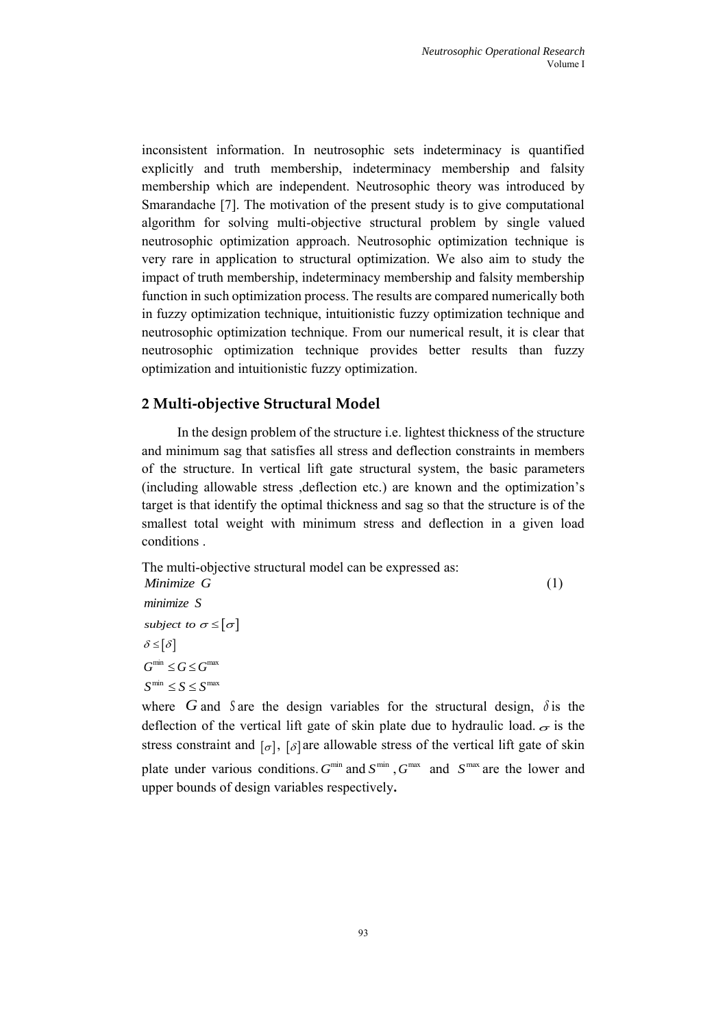inconsistent information. In neutrosophic sets indeterminacy is quantified explicitly and truth membership, indeterminacy membership and falsity membership which are independent. Neutrosophic theory was introduced by Smarandache [7]. The motivation of the present study is to give computational algorithm for solving multi-objective structural problem by single valued neutrosophic optimization approach. Neutrosophic optimization technique is very rare in application to structural optimization. We also aim to study the impact of truth membership, indeterminacy membership and falsity membership function in such optimization process. The results are compared numerically both in fuzzy optimization technique, intuitionistic fuzzy optimization technique and neutrosophic optimization technique. From our numerical result, it is clear that neutrosophic optimization technique provides better results than fuzzy optimization and intuitionistic fuzzy optimization.

## 2 Multi-objective Structural Model

In the design problem of the structure i.e. lightest thickness of the structure and minimum sag that satisfies all stress and deflection constraints in members of the structure. In vertical lift gate structural system, the basic parameters (including allowable stress ,deflection etc.) are known and the optimization's target is that identify the optimal thickness and sag so that the structure is of the smallest total weight with minimum stress and deflection in a given load conditions .

The multi-objective structural model can be expressed as:

$$
\begin{aligned}
&Minimize\ G \\
&minimize\ S \\
&subject\ to\ \sigma \le [\sigma] \\
&\delta \le [\delta] \\
&G^{\min} \le G \le G^{\max} \\
&S^{\min} \le S \le S^{\max}
\end{aligned}
\tag{1}
$$

where $G$ and $S$ are the design variables for the structural design, $\delta$ is the deflection of the vertical lift gate of skin plate due to hydraulic load. $\sigma$ is the stress constraint and $[\sigma]$, $[\delta]$ are allowable stress of the vertical lift gate of skin plate under various conditions. $G^{\min}$ and $S^{\min}$ , $G^{\max}$ and $S^{\max}$ are the lower and upper bounds of design variables respectively**.**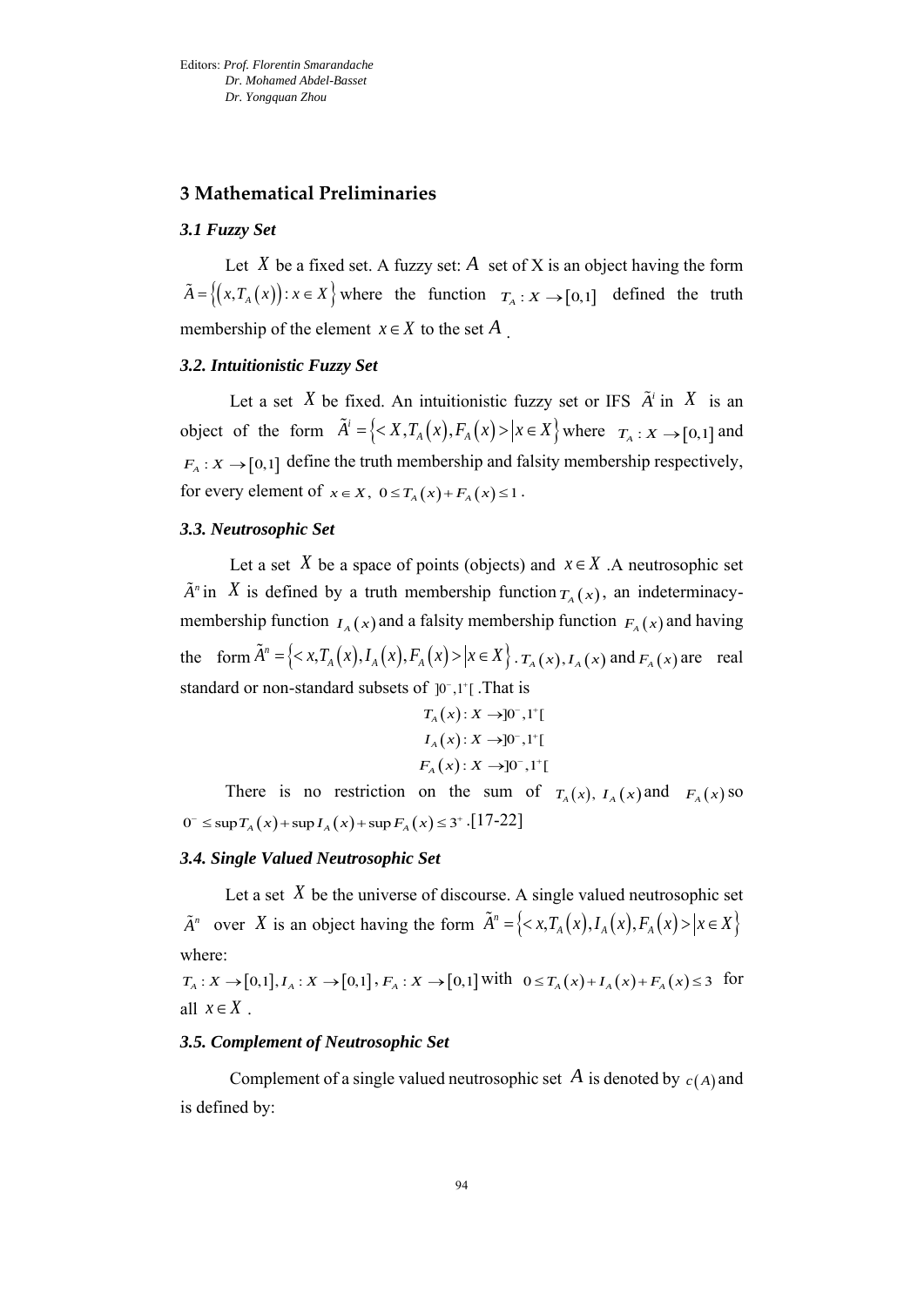## 3 Mathematical Preliminaries

### *3.1 Fuzzy Set*

Let $X$ be a fixed set. A fuzzy set: $A$ set of X is an object having the form $\tilde{A} = \{(x, T_A(x)) : x \in X\}$ where the function $T_A : X \to [0,1]$ defined the truth membership of the element $x \in X$ to the set $A$.

### *3.2. Intuitionistic Fuzzy Set*

Let a set $X$ be fixed. An intuitionistic fuzzy set or IFS $\tilde{A}^i$ in $X$ is an object of the form $\tilde{A}^i = \{< X, T_A(x), F_A(x) > | x \in X\}$ where $T_A : X \to [0,1]$ and $F_A : X \to [0,1]$ define the truth membership and falsity membership respectively, for every element of $x \in X$, $0 \le T_A(x) + F_A(x) \le 1$.

### *3.3. Neutrosophic Set*

Let a set $X$ be a space of points (objects) and $x \in X$. A neutrosophic set $\tilde{A}^n$ in $X$ is defined by a truth membership function $T_A(x)$, an indeterminacy-membership function $I_A(x)$ and a falsity membership function $F_A(x)$ and having the form $\tilde{A}^n = \{< x, T_A(x), I_A(x), F_A(x) > | x \in X\}$. $T_A(x)$, $I_A(x)$ and $F_A(x)$ are real standard or non-standard subsets of $]0^-, 1^+[$. That is

$$T_A(x) : X \to ]0^-, 1^+[$$
$$I_A(x) : X \to ]0^-, 1^+[$$
$$F_A(x) : X \to ]0^-, 1^+[$$

There is no restriction on the sum of $T_A(x)$, $I_A(x)$ and $F_A(x)$ so $0^- \le \sup T_A(x) + \sup I_A(x) + \sup F_A(x) \le 3^+$. [17-22]

### *3.4. Single Valued Neutrosophic Set*

Let a set $X$ be the universe of discourse. A single valued neutrosophic set $\tilde{A}^n$ over $X$ is an object having the form $\tilde{A}^n = \{< x, T_A(x), I_A(x), F_A(x) > | x \in X\}$ where:

$T_A : X \to [0,1]$, $I_A : X \to [0,1]$, $F_A : X \to [0,1]$ with $0 \le T_A(x) + I_A(x) + F_A(x) \le 3$ for all $x \in X$.

### *3.5. Complement of Neutrosophic Set*

Complement of a single valued neutrosophic set $A$ is denoted by $c(A)$ and is defined by: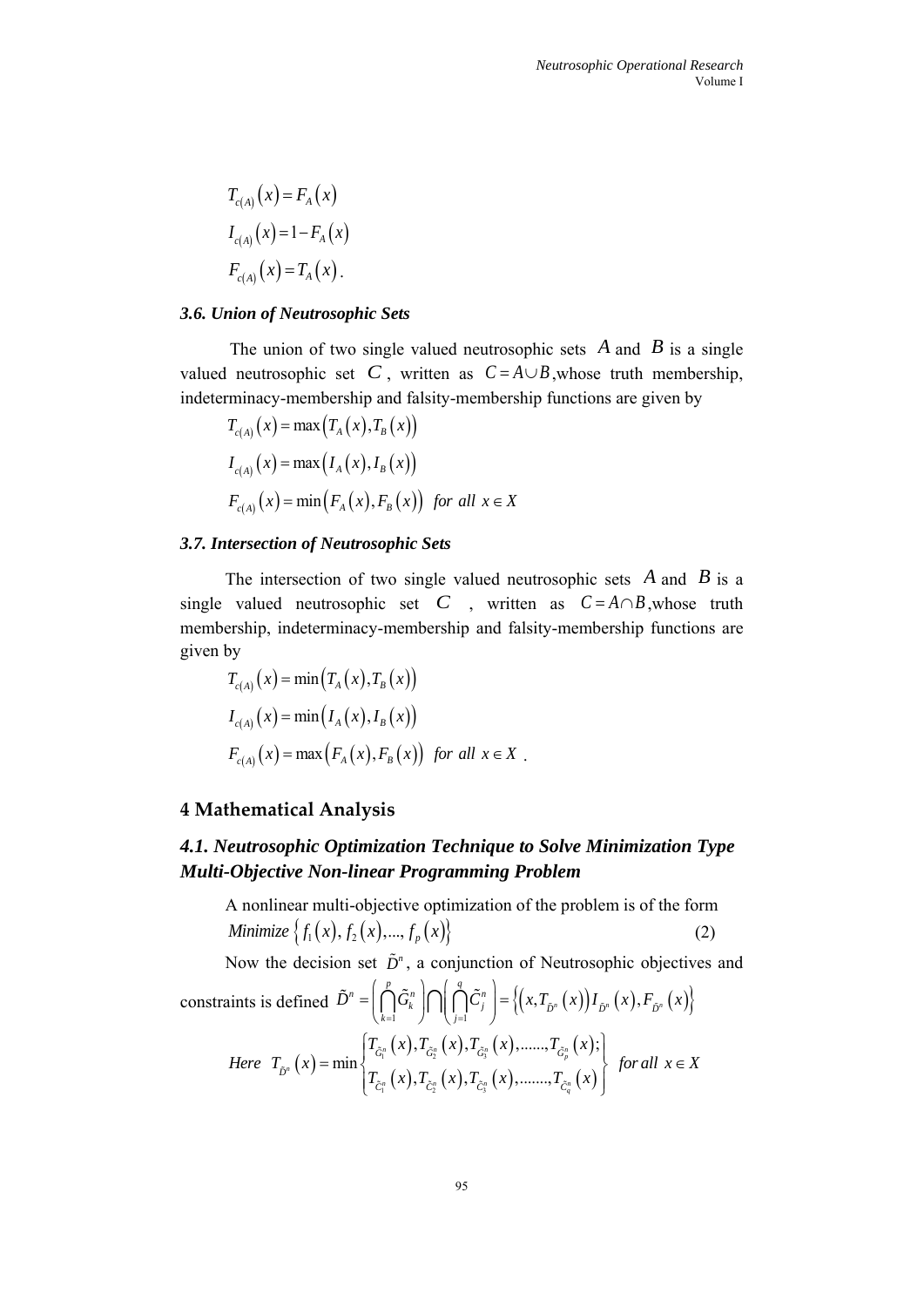$$T_{c(A)}\left(x\right)=F_{A}\left(x\right)$$

$$I_{c(A)}\left(x\right)=1-F_{A}\left(x\right)$$

$$F_{c(A)}\left(x\right)=T_{A}\left(x\right).$$

### *3.6. Union of Neutrosophic Sets*

The union of two single valued neutrosophic sets $A$ and $B$ is a single valued neutrosophic set $C$, written as $C=A\cup B$, whose truth membership, indeterminacy-membership and falsity-membership functions are given by

$$T_{c(A)}\left(x\right)=\max\left(T_{A}\left(x\right),T_{B}\left(x\right)\right)$$

$$I_{c(A)}\left(x\right)=\max\left(I_{A}\left(x\right),I_{B}\left(x\right)\right)$$

$$F_{c(A)}\left(x\right)=\min\left(F_{A}\left(x\right),F_{B}\left(x\right)\right)\ \ for\ all\ \ x\in X$$

### *3.7. Intersection of Neutrosophic Sets*

The intersection of two single valued neutrosophic sets $A$ and $B$ is a single valued neutrosophic set $C$ , written as $C=A\cap B$, whose truth membership, indeterminacy-membership and falsity-membership functions are given by

$$T_{c(A)}\left(x\right)=\min\left(T_{A}\left(x\right),T_{B}\left(x\right)\right)$$

$$I_{c(A)}\left(x\right)=\min\left(I_{A}\left(x\right),I_{B}\left(x\right)\right)$$

$$F_{c(A)}\left(x\right)=\max\left(F_{A}\left(x\right),F_{B}\left(x\right)\right)\ \ for\ all\ \ x\in X\ .$$

## 4 Mathematical Analysis

### *4.1. Neutrosophic Optimization Technique to Solve Minimization Type Multi-Objective Non-linear Programming Problem*

A nonlinear multi-objective optimization of the problem is of the form

$$Minimize\left\{f_{1}\left(x\right),f_{2}\left(x\right),...,f_{p}\left(x\right)\right\} \tag{2}$$

Now the decision set $\tilde{D}^{n}$, a conjunction of Neutrosophic objectives and constraints is defined $\tilde{D}^{n}=\left(\bigcap_{k=1}^{p}\tilde{G}_{k}^{n}\right)\bigcap\left(\bigcap_{j=1}^{q}\tilde{C}_{j}^{n}\right)=\left\{\left(x,T_{\tilde{D}^{n}}\left(x\right)\right)I_{\tilde{D}^{n}}\left(x\right),F_{\tilde{D}^{n}}\left(x\right)\right\}$

$$Here\ \ T_{\tilde{D}^{n}}\left(x\right)=\min\left\{\begin{matrix}T_{\tilde{G}_{1}^{n}}\left(x\right),T_{\tilde{G}_{2}^{n}}\left(x\right),T_{\tilde{G}_{3}^{n}}\left(x\right),......,T_{\tilde{G}_{p}^{n}}\left(x\right);\\ T_{\tilde{C}_{1}^{n}}\left(x\right),T_{\tilde{C}_{2}^{n}}\left(x\right),T_{\tilde{C}_{3}^{n}}\left(x\right),........,T_{\tilde{C}_{q}^{n}}\left(x\right)\end{matrix}\right\}\ \ for\ all\ \ x\in X$$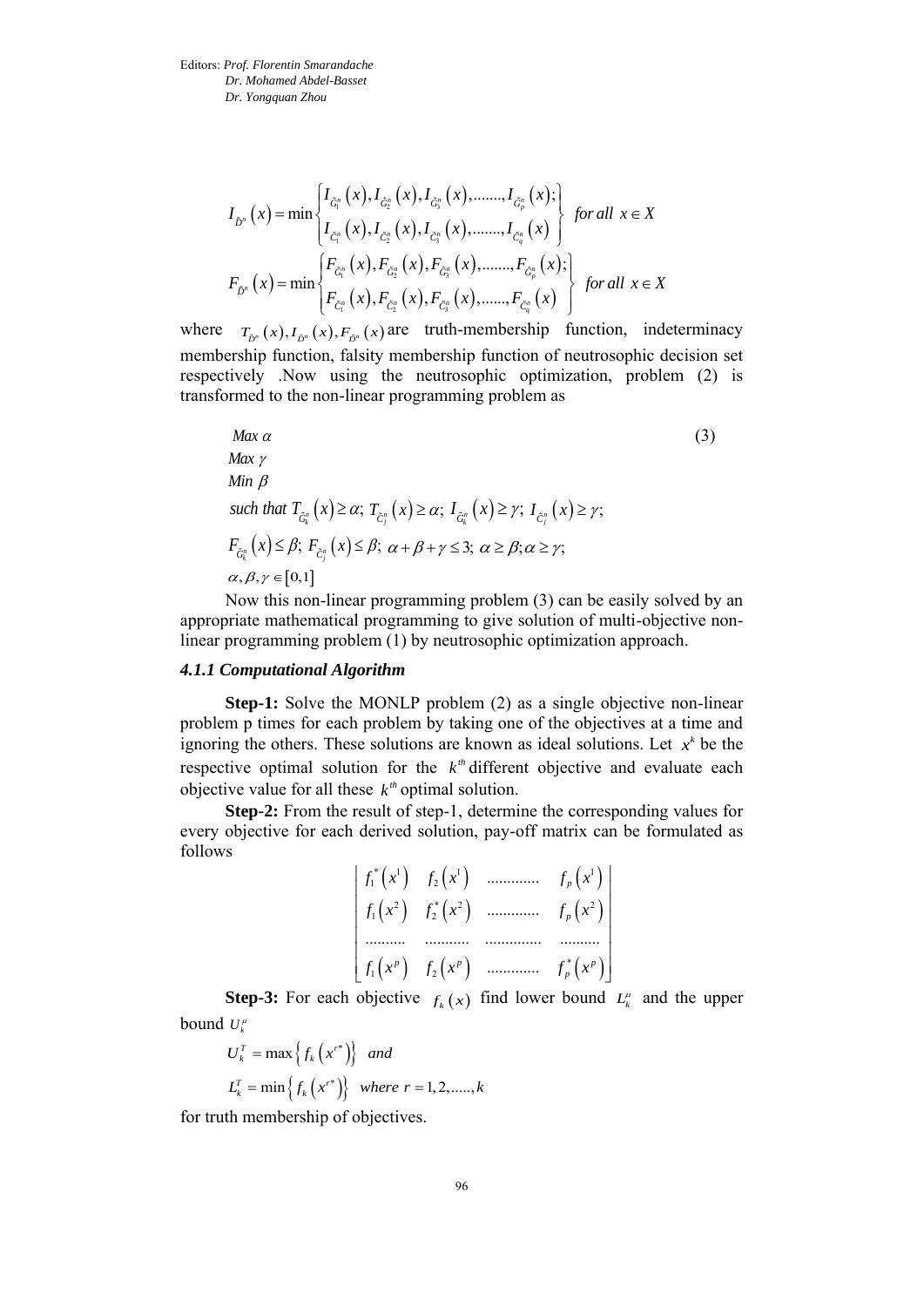Editors: *Prof. Florentin Smarandache*
*Dr. Mohamed Abdel-Basset*
*Dr. Yongquan Zhou*

$$I_{\tilde{D}^n}(x) = \min \begin{Bmatrix} I_{\tilde{G}_1^n}(x), I_{\tilde{G}_2^n}(x), I_{\tilde{G}_3^n}(x), \ldots\ldots, I_{\tilde{G}_p^n}(x); \\ I_{\tilde{C}_1^n}(x), I_{\tilde{C}_2^n}(x), I_{\tilde{C}_3^n}(x), \ldots\ldots, I_{\tilde{C}_q^n}(x) \end{Bmatrix} \ \textit{for all } x \in X$$

$$F_{\tilde{D}^n}(x) = \min \begin{Bmatrix} F_{\tilde{G}_1^n}(x), F_{\tilde{G}_2^n}(x), F_{\tilde{G}_3^n}(x), \ldots\ldots, F_{\tilde{G}_p^n}(x); \\ F_{\tilde{C}_1^n}(x), F_{\tilde{C}_2^n}(x), F_{\tilde{C}_3^n}(x), \ldots\ldots, F_{\tilde{C}_q^n}(x) \end{Bmatrix} \ \textit{for all } x \in X$$

where $T_{\tilde{D}^n}(x), I_{\tilde{D}^n}(x), F_{\tilde{D}^n}(x)$ are truth-membership function, indeterminacy membership function, falsity membership function of neutrosophic decision set respectively .Now using the neutrosophic optimization, problem (2) is transformed to the non-linear programming problem as

$$\begin{aligned}
&Max\ \alpha \qquad\qquad\qquad\qquad\qquad\qquad\qquad\qquad\qquad\qquad\qquad\qquad (3)\\
&Max\ \gamma\\
&Min\ \beta\\
&\textit{such that } T_{\tilde{G}_k^n}(x) \ge \alpha;\ T_{\tilde{C}_j^n}(x) \ge \alpha;\ I_{\tilde{G}_k^n}(x) \ge \gamma;\ I_{\tilde{C}_j^n}(x) \ge \gamma;\\
&F_{\tilde{G}_k^n}(x) \le \beta;\ F_{\tilde{C}_j^n}(x) \le \beta;\ \alpha + \beta + \gamma \le 3;\ \alpha \ge \beta; \alpha \ge \gamma;\\
&\alpha, \beta, \gamma \in [0,1]
\end{aligned}$$

Now this non-linear programming problem (3) can be easily solved by an appropriate mathematical programming to give solution of multi-objective non-linear programming problem (1) by neutrosophic optimization approach.

#### *4.1.1 Computational Algorithm*

**Step-1:** Solve the MONLP problem (2) as a single objective non-linear problem p times for each problem by taking one of the objectives at a time and ignoring the others. These solutions are known as ideal solutions. Let $x^k$ be the respective optimal solution for the $k^{th}$ different objective and evaluate each objective value for all these $k^{th}$ optimal solution.

**Step-2:** From the result of step-1, determine the corresponding values for every objective for each derived solution, pay-off matrix can be formulated as follows

$$\begin{bmatrix} f_1^*(x^1) & f_2(x^1) & \ldots\ldots\ldots\ldots & f_p(x^1) \\ f_1(x^2) & f_2^*(x^2) & \ldots\ldots\ldots\ldots & f_p(x^2) \\ \ldots\ldots\ldots\ldots & \ldots\ldots\ldots\ldots & \ldots\ldots\ldots\ldots & \ldots\ldots\ldots\ldots \\ f_1(x^p) & f_2(x^p) & \ldots\ldots\ldots\ldots & f_p^*(x^p) \end{bmatrix}$$

**Step-3:** For each objective $f_k(x)$ find lower bound $L_k^\mu$ and the upper bound $U_k^\mu$

$$U_k^T = \max\left\{ f_k\left(x^{r*}\right) \right\} \quad and$$

$$L_k^T = \min\left\{ f_k\left(x^{r*}\right) \right\} \quad where\ r = 1, 2, \ldots\ldots, k$$

for truth membership of objectives.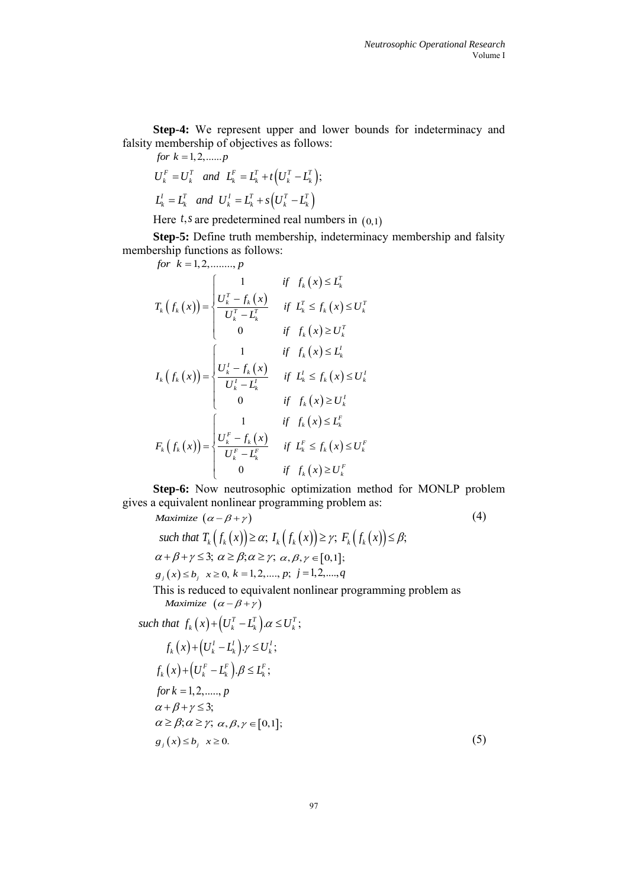**Step-4:** We represent upper and lower bounds for indeterminacy and falsity membership of objectives as follows:

$$for\ k = 1, 2, ......p$$

$$U_k^F = U_k^T \quad and \quad L_k^F = L_k^T + t\left(U_k^T - L_k^T\right);$$

$$L_k^I = L_k^T \quad and \quad U_k^I = L_k^T + s\left(U_k^T - L_k^T\right)$$

Here $t, s$ are predetermined real numbers in $(0,1)$

**Step-5:** Define truth membership, indeterminacy membership and falsity membership functions as follows:

$$for\ \ k = 1, 2, ........, p$$

$$T_k\left(f_k(x)\right) = \begin{cases} 1 & if \quad f_k(x) \le L_k^T \\ \dfrac{U_k^T - f_k(x)}{U_k^T - L_k^T} & if \quad L_k^T \le f_k(x) \le U_k^T \\ 0 & if \quad f_k(x) \ge U_k^T \end{cases}$$

$$I_k\left(f_k(x)\right) = \begin{cases} 1 & if \quad f_k(x) \le L_k^I \\ \dfrac{U_k^I - f_k(x)}{U_k^I - L_k^I} & if \quad L_k^I \le f_k(x) \le U_k^I \\ 0 & if \quad f_k(x) \ge U_k^I \end{cases}$$

$$F_k\left(f_k(x)\right) = \begin{cases} 1 & if \quad f_k(x) \le L_k^F \\ \dfrac{U_k^F - f_k(x)}{U_k^F - L_k^F} & if \quad L_k^F \le f_k(x) \le U_k^F \\ 0 & if \quad f_k(x) \ge U_k^F \end{cases}$$

**Step-6:** Now neutrosophic optimization method for MONLP problem gives a equivalent nonlinear programming problem as:

$$Maximize\ \left(\alpha - \beta + \gamma\right) \tag{4}$$

$$such\ that\ T_k\left(f_k(x)\right) \ge \alpha;\ I_k\left(f_k(x)\right) \ge \gamma;\ F_k\left(f_k(x)\right) \le \beta;$$

$$\alpha + \beta + \gamma \le 3;\ \alpha \ge \beta; \alpha \ge \gamma;\ \alpha, \beta, \gamma \in [0,1];$$

$$g_j(x) \le b_j \quad x \ge 0,\ k = 1, 2, ...., p;\ j = 1, 2, ...., q$$

This is reduced to equivalent nonlinear programming problem as

$$Maximize\ \ \left(\alpha - \beta + \gamma\right)$$

$$such\ that\ \ f_k(x) + \left(U_k^T - L_k^T\right).\alpha \le U_k^T;$$

$$f_k(x) + \left(U_k^I - L_k^I\right).\gamma \le U_k^I;$$

$$f_k(x) + \left(U_k^F - L_k^F\right).\beta \le L_k^F;$$

$$for\ k = 1, 2, ....., p$$

$$\alpha + \beta + \gamma \le 3;$$

$$\alpha \ge \beta; \alpha \ge \gamma;\ \alpha, \beta, \gamma \in [0,1];$$

$$g_j(x) \le b_j \quad x \ge 0. \tag{5}$$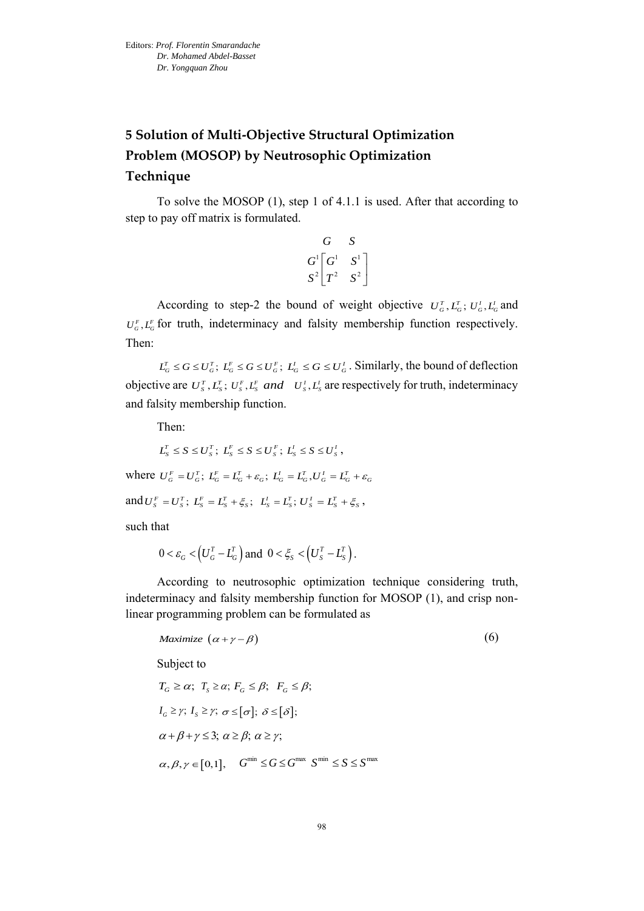# 5 Solution of Multi-Objective Structural Optimization Problem (MOSOP) by Neutrosophic Optimization Technique

To solve the MOSOP (1), step 1 of 4.1.1 is used. After that according to step to pay off matrix is formulated.

$$\begin{array}{c} \\ G^1 \\ S^2 \end{array} \begin{array}{c} \begin{array}{cc} G & S \end{array} \\ \begin{bmatrix} G^1 & S^1 \\ T^2 & S^2 \end{bmatrix} \end{array}$$

According to step-2 the bound of weight objective $U_G^T, L_G^T;\ U_G^I, L_G^I$ and $U_G^F, L_G^F$ for truth, indeterminacy and falsity membership function respectively. Then:

$L_G^T \le G \le U_G^T;\ L_G^F \le G \le U_G^F;\ L_G^I \le G \le U_G^I$. Similarly, the bound of deflection objective are $U_S^T, L_S^T;\ U_S^F, L_S^F$ *and* $U_S^I, L_S^I$ are respectively for truth, indeterminacy and falsity membership function.

Then:

$L_S^T \le S \le U_S^T;\ L_S^F \le S \le U_S^F;\ L_S^I \le S \le U_S^I$,

where $U_G^F = U_G^T;\ L_G^F = L_G^T + \varepsilon_G;\ L_G^I = L_G^T, U_G^I = L_G^T + \varepsilon_G$

and $U_S^F = U_S^T;\ L_S^F = L_S^T + \xi_S;\ L_S^I = L_S^T;\ U_S^I = L_S^T + \xi_S$,

such that

$0 < \varepsilon_G < \left(U_G^T - L_G^T\right)$ and $0 < \xi_S < \left(U_S^T - L_S^T\right)$.

According to neutrosophic optimization technique considering truth, indeterminacy and falsity membership function for MOSOP (1), and crisp non-linear programming problem can be formulated as

$$Maximize\ (\alpha + \gamma - \beta) \tag{6}$$

Subject to

$T_G \ge \alpha;\ T_S \ge \alpha;\ F_G \le \beta;\ \ F_G \le \beta;$

$I_G \ge \gamma;\ I_S \ge \gamma;\ \sigma \le [\sigma];\ \delta \le [\delta];$

$\alpha + \beta + \gamma \le 3;\ \alpha \ge \beta;\ \alpha \ge \gamma;$

$\alpha, \beta, \gamma \in [0,1], \quad G^{\min} \le G \le G^{\max}\ \ S^{\min} \le S \le S^{\max}$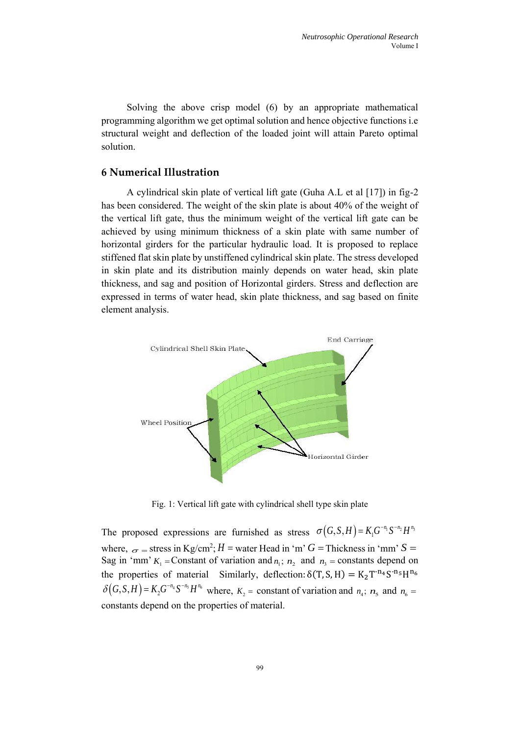Solving the above crisp model (6) by an appropriate mathematical programming algorithm we get optimal solution and hence objective functions i.e structural weight and deflection of the loaded joint will attain Pareto optimal solution.

## 6 Numerical Illustration

A cylindrical skin plate of vertical lift gate (Guha A.L et al [17]) in fig-2 has been considered. The weight of the skin plate is about 40% of the weight of the vertical lift gate, thus the minimum weight of the vertical lift gate can be achieved by using minimum thickness of a skin plate with same number of horizontal girders for the particular hydraulic load. It is proposed to replace stiffened flat skin plate by unstiffened cylindrical skin plate. The stress developed in skin plate and its distribution mainly depends on water head, skin plate thickness, and sag and position of Horizontal girders. Stress and deflection are expressed in terms of water head, skin plate thickness, and sag based on finite element analysis.

Fig. 1: Vertical lift gate with cylindrical shell type skin plate

The proposed expressions are furnished as stress $\sigma(G,S,H) = K_1 G^{-n_1} S^{-n_2} H^{n_3}$ where, $\sigma$ = stress in Kg/cm$^2$; $H$ = water Head in 'm' $G$ = Thickness in 'mm' $S$ = Sag in 'mm' $K_1$ = Constant of variation and $n_1$; $n_2$ and $n_3$ = constants depend on the properties of material Similarly, deflection: $\delta(T,S,H) = K_2 T^{-n_4} S^{-n_5} H^{n_6}$ $\delta(G,S,H) = K_2 G^{-n_4} S^{-n_5} H^{n_6}$ where, $K_2$ = constant of variation and $n_4$; $n_5$ and $n_6$ = constants depend on the properties of material.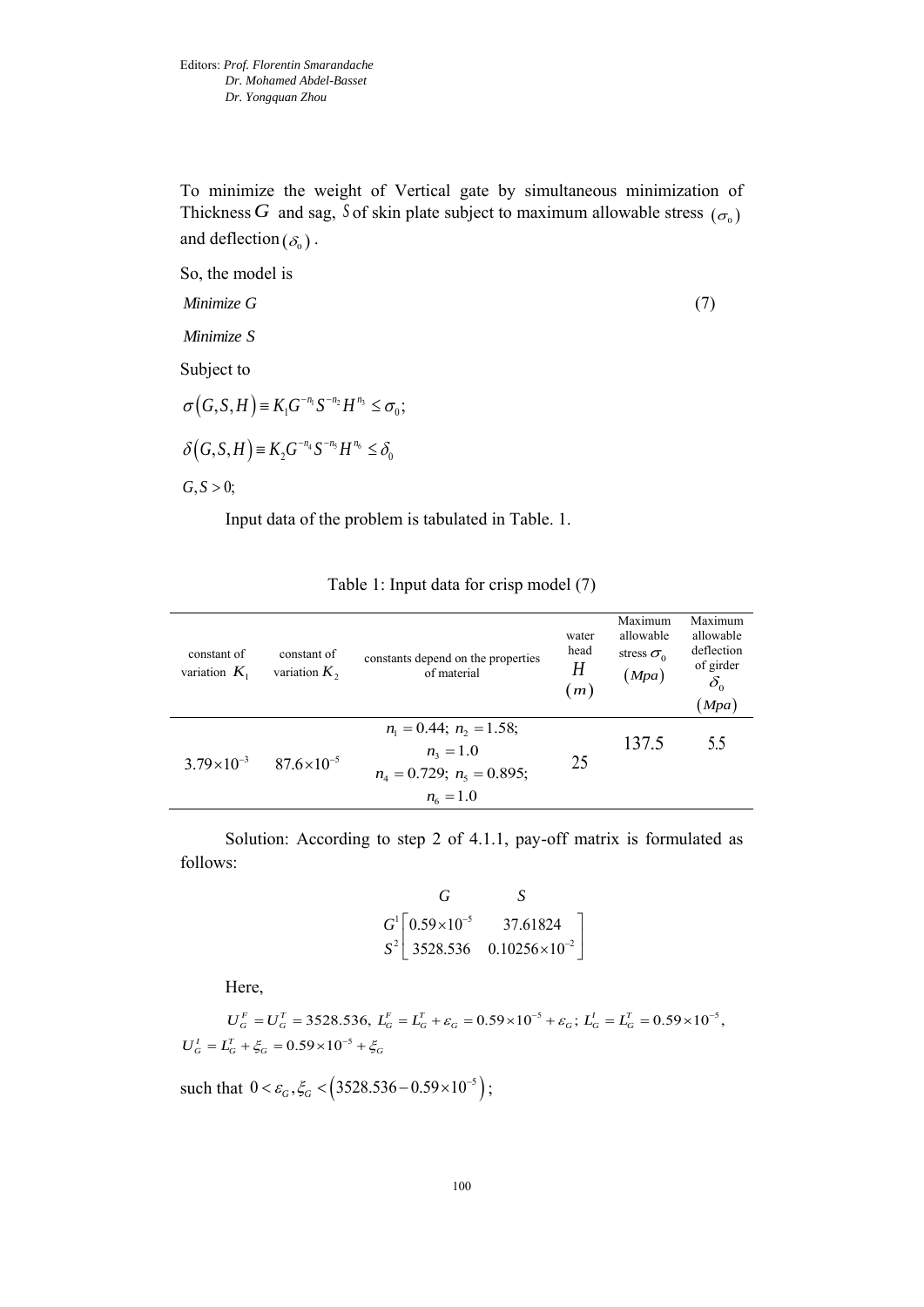Editors: *Prof. Florentin Smarandache*
*Dr. Mohamed Abdel-Basset*
*Dr. Yongquan Zhou*

To minimize the weight of Vertical gate by simultaneous minimization of Thickness $G$ and sag, $S$ of skin plate subject to maximum allowable stress $(\sigma_0)$ and deflection $(\delta_0)$.

So, the model is

$$\text{Minimize } G \tag{7}$$

$$\text{Minimize } S$$

Subject to

$$\sigma(G,S,H) \equiv K_1 G^{-n_1} S^{-n_2} H^{n_3} \le \sigma_0;$$

$$\delta(G,S,H) \equiv K_2 G^{-n_4} S^{-n_5} H^{n_6} \le \delta_0$$

$$G, S > 0;$$

Input data of the problem is tabulated in Table. 1.

Table 1: Input data for crisp model (7)

| constant of variation $K_1$ | constant of variation $K_2$ | constants depend on the properties of material | water head $H$ $(m)$ | Maximum allowable stress $\sigma_0$ $(Mpa)$ | Maximum allowable deflection of girder $\delta_0$ $(Mpa)$ |
|---|---|---|---|---|---|
| $3.79 \times 10^{-3}$ | $87.6 \times 10^{-5}$ | $n_1 = 0.44;\ n_2 = 1.58;$ $n_3 = 1.0$ $n_4 = 0.729;\ n_5 = 0.895;$ $n_6 = 1.0$ | 25 | 137.5 | 5.5 |

Solution: According to step 2 of 4.1.1, pay-off matrix is formulated as follows:

$$\begin{array}{c} \\ G^1 \\ S^2 \end{array}\begin{array}{c} \begin{array}{cc} G & \quad S \end{array} \\ \begin{bmatrix} 0.59 \times 10^{-5} & 37.61824 \\ 3528.536 & 0.10256 \times 10^{-2} \end{bmatrix} \end{array}$$

Here,

$U_G^F = U_G^T = 3528.536,\ L_G^F = L_G^T + \varepsilon_G = 0.59 \times 10^{-5} + \varepsilon_G;\ L_G^I = L_G^T = 0.59 \times 10^{-5},$
$U_G^I = L_G^T + \xi_G = 0.59 \times 10^{-5} + \xi_G$

such that $0 < \varepsilon_G, \xi_G < \left(3528.536 - 0.59 \times 10^{-5}\right)$;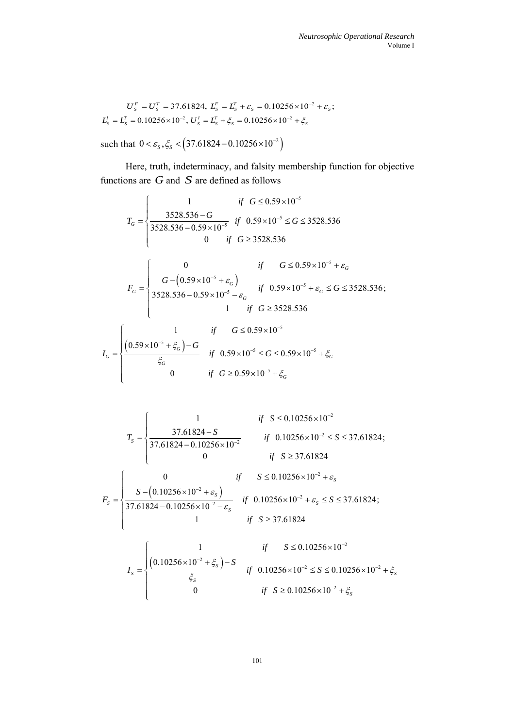$$U_S^F = U_S^T = 37.61824,\; L_S^F = L_S^T + \varepsilon_S = 0.10256 \times 10^{-2} + \varepsilon_S;$$
$$L_S^I = L_S^T = 0.10256 \times 10^{-2},\; U_S^I = L_S^T + \xi_S = 0.10256 \times 10^{-2} + \xi_S$$

such that $0 < \varepsilon_S, \xi_S < \left(37.61824 - 0.10256 \times 10^{-2}\right)$

Here, truth, indeterminacy, and falsity membership function for objective functions are $G$ and $S$ are defined as follows

$$T_G = \begin{cases} 1 & if \quad G \le 0.59 \times 10^{-5} \\ \dfrac{3528.536 - G}{3528.536 - 0.59 \times 10^{-5}} & if \quad 0.59 \times 10^{-5} \le G \le 3528.536 \\ 0 & if \quad G \ge 3528.536 \end{cases}$$

$$F_G = \begin{cases} 0 & if \quad G \le 0.59 \times 10^{-5} + \varepsilon_G \\ \dfrac{G - \left(0.59 \times 10^{-5} + \varepsilon_G\right)}{3528.536 - 0.59 \times 10^{-5} - \varepsilon_G} & if \quad 0.59 \times 10^{-5} + \varepsilon_G \le G \le 3528.536; \\ 1 & if \quad G \ge 3528.536 \end{cases}$$

$$I_G = \begin{cases} 1 & if \quad G \le 0.59 \times 10^{-5} \\ \dfrac{\left(0.59 \times 10^{-5} + \xi_G\right) - G}{\xi_G} & if \quad 0.59 \times 10^{-5} \le G \le 0.59 \times 10^{-5} + \xi_G \\ 0 & if \quad G \ge 0.59 \times 10^{-5} + \xi_G \end{cases}$$

$$T_S = \begin{cases} 1 & if \quad S \le 0.10256 \times 10^{-2} \\ \dfrac{37.61824 - S}{37.61824 - 0.10256 \times 10^{-2}} & if \quad 0.10256 \times 10^{-2} \le S \le 37.61824; \\ 0 & if \quad S \ge 37.61824 \end{cases}$$

$$F_S = \begin{cases} 0 & if \quad S \le 0.10256 \times 10^{-2} + \varepsilon_S \\ \dfrac{S - \left(0.10256 \times 10^{-2} + \varepsilon_S\right)}{37.61824 - 0.10256 \times 10^{-2} - \varepsilon_S} & if \quad 0.10256 \times 10^{-2} + \varepsilon_S \le S \le 37.61824; \\ 1 & if \quad S \ge 37.61824 \end{cases}$$

$$I_S = \begin{cases} 1 & if \quad S \le 0.10256 \times 10^{-2} \\ \dfrac{\left(0.10256 \times 10^{-2} + \xi_S\right) - S}{\xi_S} & if \quad 0.10256 \times 10^{-2} \le S \le 0.10256 \times 10^{-2} + \xi_S \\ 0 & if \quad S \ge 0.10256 \times 10^{-2} + \xi_S \end{cases}$$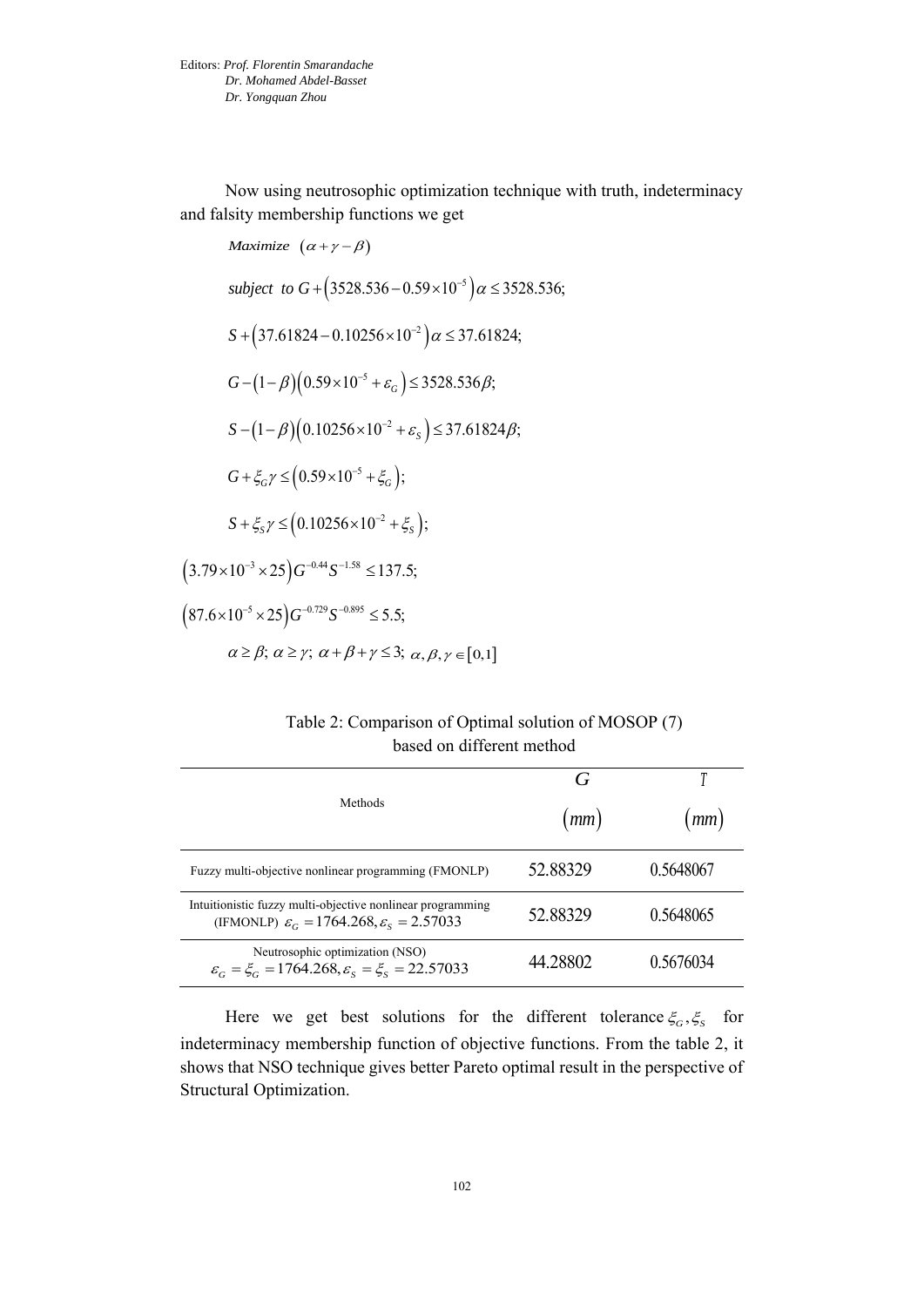Now using neutrosophic optimization technique with truth, indeterminacy and falsity membership functions we get

$$Maximize \ \ (\alpha+\gamma-\beta)$$

$$subject \ \ to \ G+\left(3528.536-0.59\times10^{-5}\right)\alpha \le 3528.536;$$

$$S+\left(37.61824-0.10256\times10^{-2}\right)\alpha \le 37.61824;$$

$$G-(1-\beta)\left(0.59\times10^{-5}+\varepsilon_G\right) \le 3528.536\beta;$$

$$S-(1-\beta)\left(0.10256\times10^{-2}+\varepsilon_S\right) \le 37.61824\beta;$$

$$G+\xi_G\gamma \le \left(0.59\times10^{-5}+\xi_G\right);$$

$$S+\xi_S\gamma \le \left(0.10256\times10^{-2}+\xi_S\right);$$

$$\left(3.79\times10^{-3}\times25\right)G^{-0.44}S^{-1.58} \le 137.5;$$

$$\left(87.6\times10^{-5}\times25\right)G^{-0.729}S^{-0.895} \le 5.5;$$

$$\alpha \ge \beta;\ \alpha \ge \gamma;\ \alpha+\beta+\gamma \le 3;\ \alpha,\beta,\gamma \in [0,1]$$

Table 2: Comparison of Optimal solution of MOSOP (7) based on different method

| Methods | $G$ $(mm)$ | $T$ $(mm)$ |
|---|---|---|
| Fuzzy multi-objective nonlinear programming (FMONLP) | 52.88329 | 0.5648067 |
| Intuitionistic fuzzy multi-objective nonlinear programming (IFMONLP) $\varepsilon_G = 1764.268, \varepsilon_S = 2.57033$ | 52.88329 | 0.5648065 |
| Neutrosophic optimization (NSO) $\varepsilon_G = \xi_G = 1764.268, \varepsilon_S = \xi_S = 22.57033$ | 44.28802 | 0.5676034 |

Here we get best solutions for the different tolerance $\xi_G, \xi_S$ for indeterminacy membership function of objective functions. From the table 2, it shows that NSO technique gives better Pareto optimal result in the perspective of Structural Optimization.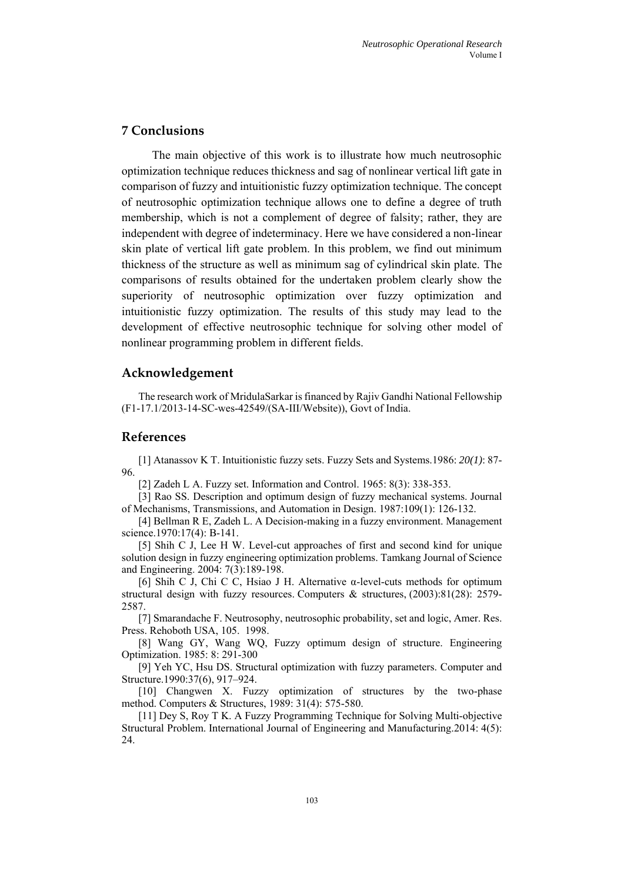## 7 Conclusions

The main objective of this work is to illustrate how much neutrosophic optimization technique reduces thickness and sag of nonlinear vertical lift gate in comparison of fuzzy and intuitionistic fuzzy optimization technique. The concept of neutrosophic optimization technique allows one to define a degree of truth membership, which is not a complement of degree of falsity; rather, they are independent with degree of indeterminacy. Here we have considered a non-linear skin plate of vertical lift gate problem. In this problem, we find out minimum thickness of the structure as well as minimum sag of cylindrical skin plate. The comparisons of results obtained for the undertaken problem clearly show the superiority of neutrosophic optimization over fuzzy optimization and intuitionistic fuzzy optimization. The results of this study may lead to the development of effective neutrosophic technique for solving other model of nonlinear programming problem in different fields.

## Acknowledgement

The research work of MridulaSarkar is financed by Rajiv Gandhi National Fellowship (F1-17.1/2013-14-SC-wes-42549/(SA-III/Website)), Govt of India.

## References

[1] Atanassov K T. Intuitionistic fuzzy sets. Fuzzy Sets and Systems.1986: *20(1)*: 87-96.

[2] Zadeh L A. Fuzzy set. Information and Control. 1965: 8(3): 338-353.

[3] Rao SS. Description and optimum design of fuzzy mechanical systems. Journal of Mechanisms, Transmissions, and Automation in Design. 1987:109(1): 126-132.

[4] Bellman R E, Zadeh L. A Decision-making in a fuzzy environment. Management science.1970:17(4): B-141.

[5] Shih C J, Lee H W. Level-cut approaches of first and second kind for unique solution design in fuzzy engineering optimization problems. Tamkang Journal of Science and Engineering. 2004: 7(3):189-198.

[6] Shih C J, Chi C C, Hsiao J H. Alternative α-level-cuts methods for optimum structural design with fuzzy resources. Computers & structures, (2003):81(28): 2579-2587.

[7] Smarandache F. Neutrosophy, neutrosophic probability, set and logic, Amer. Res. Press. Rehoboth USA, 105. 1998.

[8] Wang GY, Wang WQ, Fuzzy optimum design of structure. Engineering Optimization. 1985: 8: 291-300

[9] Yeh YC, Hsu DS. Structural optimization with fuzzy parameters. Computer and Structure.1990:37(6), 917–924.

[10] Changwen X. Fuzzy optimization of structures by the two-phase method. Computers & Structures, 1989: 31(4): 575-580.

[11] Dey S, Roy T K. A Fuzzy Programming Technique for Solving Multi-objective Structural Problem. International Journal of Engineering and Manufacturing.2014: 4(5): 24.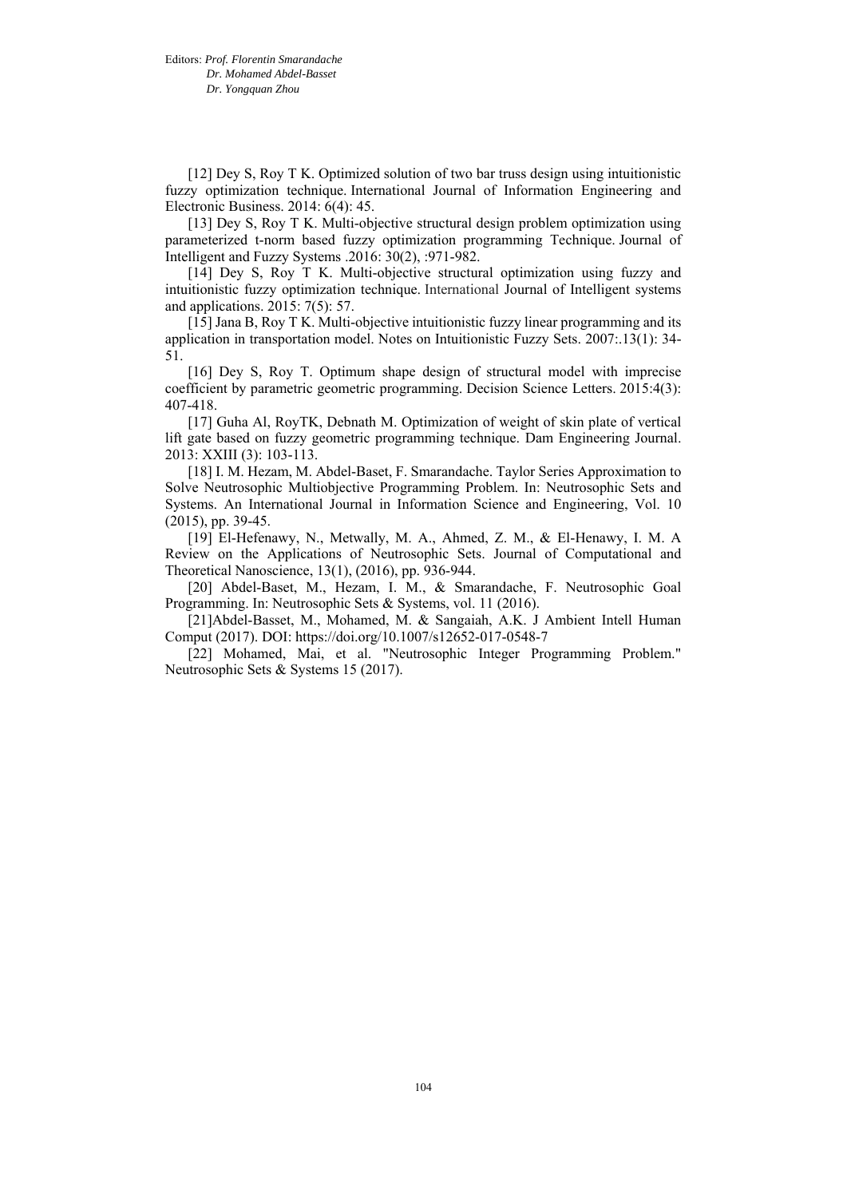[12] Dey S, Roy T K. Optimized solution of two bar truss design using intuitionistic fuzzy optimization technique. International Journal of Information Engineering and Electronic Business. 2014: 6(4): 45.

[13] Dey S, Roy T K. Multi-objective structural design problem optimization using parameterized t-norm based fuzzy optimization programming Technique. Journal of Intelligent and Fuzzy Systems .2016: 30(2), :971-982.

[14] Dey S, Roy T K. Multi-objective structural optimization using fuzzy and intuitionistic fuzzy optimization technique. International Journal of Intelligent systems and applications. 2015: 7(5): 57.

[15] Jana B, Roy T K. Multi-objective intuitionistic fuzzy linear programming and its application in transportation model. Notes on Intuitionistic Fuzzy Sets. 2007:.13(1): 34-51.

[16] Dey S, Roy T. Optimum shape design of structural model with imprecise coefficient by parametric geometric programming. Decision Science Letters. 2015:4(3): 407-418.

[17] Guha Al, RoyTK, Debnath M. Optimization of weight of skin plate of vertical lift gate based on fuzzy geometric programming technique. Dam Engineering Journal. 2013: XXIII (3): 103-113.

[18] I. M. Hezam, M. Abdel-Baset, F. Smarandache. Taylor Series Approximation to Solve Neutrosophic Multiobjective Programming Problem. In: Neutrosophic Sets and Systems. An International Journal in Information Science and Engineering, Vol. 10 (2015), pp. 39-45.

[19] El-Hefenawy, N., Metwally, M. A., Ahmed, Z. M., & El-Henawy, I. M. A Review on the Applications of Neutrosophic Sets. Journal of Computational and Theoretical Nanoscience, 13(1), (2016), pp. 936-944.

[20] Abdel-Baset, M., Hezam, I. M., & Smarandache, F. Neutrosophic Goal Programming. In: Neutrosophic Sets & Systems, vol. 11 (2016).

[21]Abdel-Basset, M., Mohamed, M. & Sangaiah, A.K. J Ambient Intell Human Comput (2017). DOI: https://doi.org/10.1007/s12652-017-0548-7

[22] Mohamed, Mai, et al. "Neutrosophic Integer Programming Problem." Neutrosophic Sets & Systems 15 (2017).